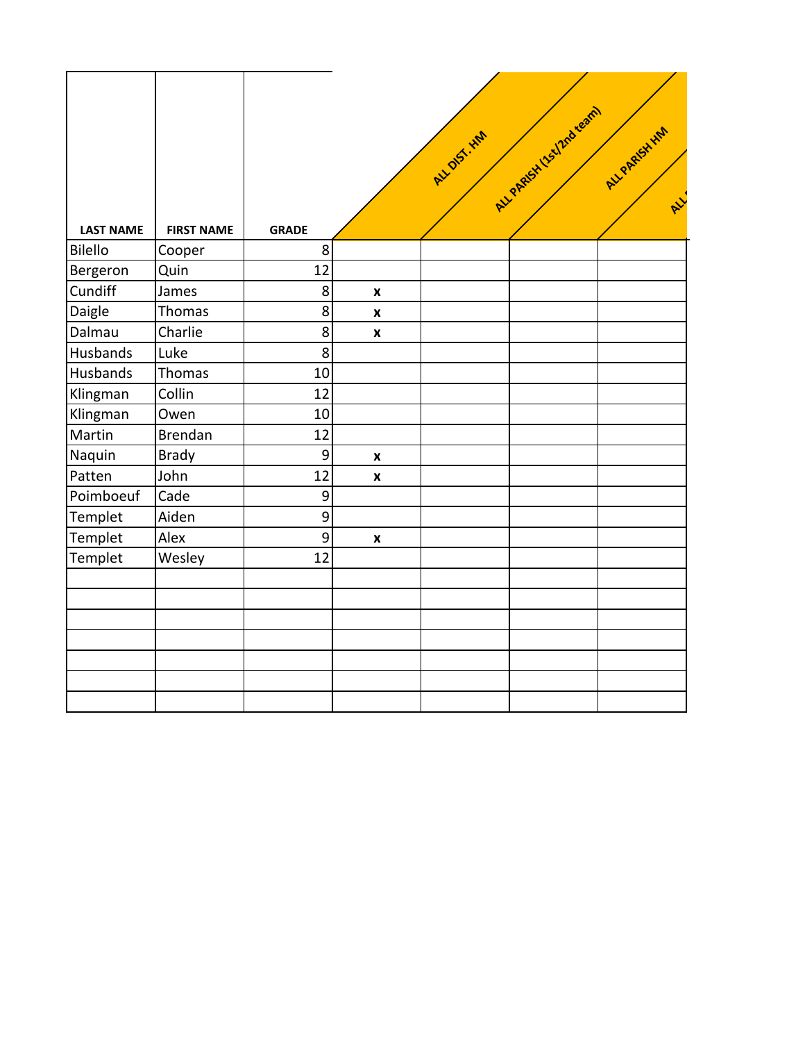| LAST NAME | FIRST NAME | GRADE | ALL DIST. HM | ALL PARISH (1st/2nd team) | ALL PARISH HM | ALL |
|---|---|---|---|---|---|---|
| Bilello | Cooper | 8 | | | | |
| Bergeron | Quin | 12 | | | | |
| Cundiff | James | 8 | x | | | |
| Daigle | Thomas | 8 | x | | | |
| Dalmau | Charlie | 8 | x | | | |
| Husbands | Luke | 8 | | | | |
| Husbands | Thomas | 10 | | | | |
| Klingman | Collin | 12 | | | | |
| Klingman | Owen | 10 | | | | |
| Martin | Brendan | 12 | | | | |
| Naquin | Brady | 9 | x | | | |
| Patten | John | 12 | x | | | |
| Poimboeuf | Cade | 9 | | | | |
| Templet | Aiden | 9 | | | | |
| Templet | Alex | 9 | x | | | |
| Templet | Wesley | 12 | | | | |
| | | | | | | |
| | | | | | | |
| | | | | | | |
| | | | | | | |
| | | | | | | |
| | | | | | | |
| | | | | | | |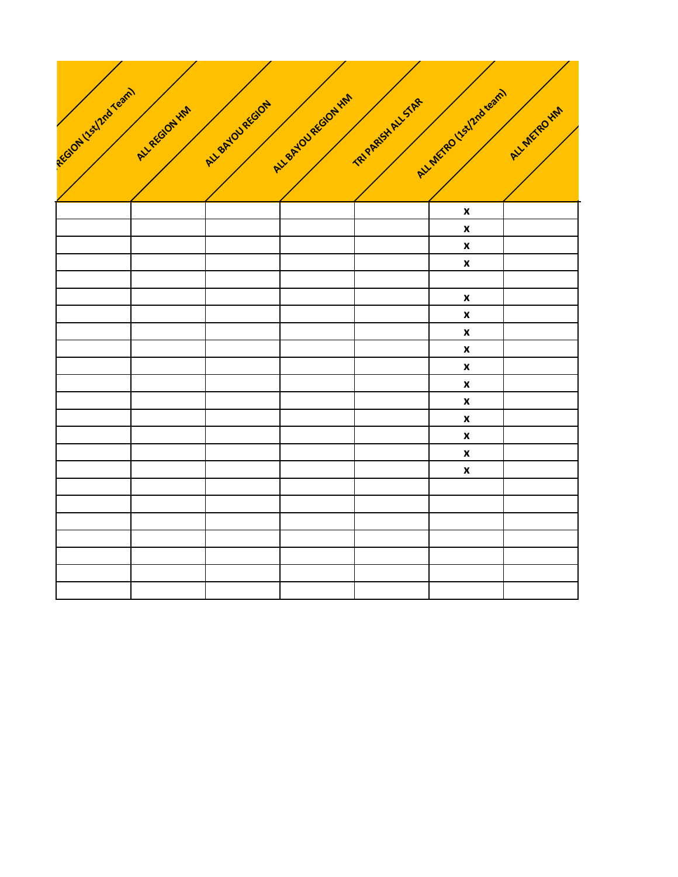| REGION (1st/2nd Team) | ALL REGION HM | ALL BAYOU REGION | ALL BAYOU REGION HM | TRI PARISH ALL STAR | ALL METRO (1st/2nd team) | ALL METRO HM |
|---|---|---|---|---|---|---|
| | | | | | x | |
| | | | | | x | |
| | | | | | x | |
| | | | | | x | |
| | | | | | | |
| | | | | | x | |
| | | | | | x | |
| | | | | | x | |
| | | | | | x | |
| | | | | | x | |
| | | | | | x | |
| | | | | | x | |
| | | | | | x | |
| | | | | | x | |
| | | | | | x | |
| | | | | | x | |
| | | | | | | |
| | | | | | | |
| | | | | | | |
| | | | | | | |
| | | | | | | |
| | | | | | | |
| | | | | | | |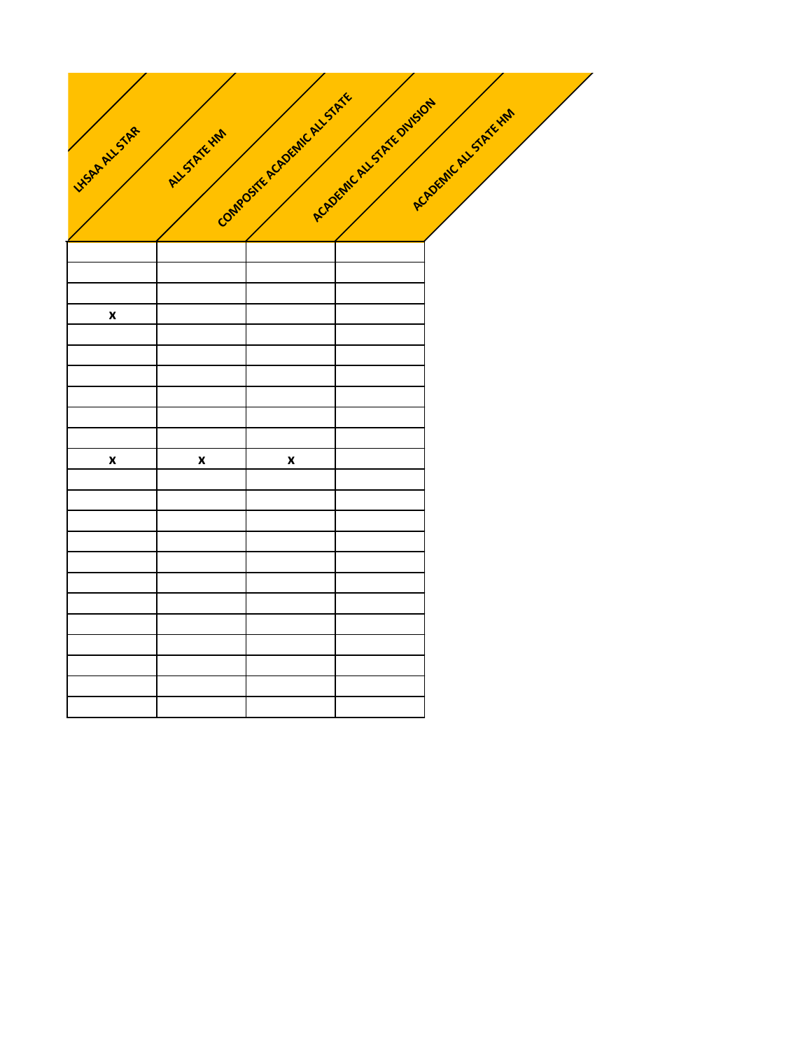| LHSAA ALL STAR | ALL STATE HM | COMPOSITE ACADEMIC ALL STATE | ACADEMIC ALL STATE DIVISION | ACADEMIC ALL STATE HM |
|---|---|---|---|---|
| | | | | |
| | | | | |
| | | | | |
| x | | | | |
| | | | | |
| | | | | |
| | | | | |
| | | | | |
| | | | | |
| | | | | |
| x | x | x | | |
| | | | | |
| | | | | |
| | | | | |
| | | | | |
| | | | | |
| | | | | |
| | | | | |
| | | | | |
| | | | | |
| | | | | |
| | | | | |
| | | | | |